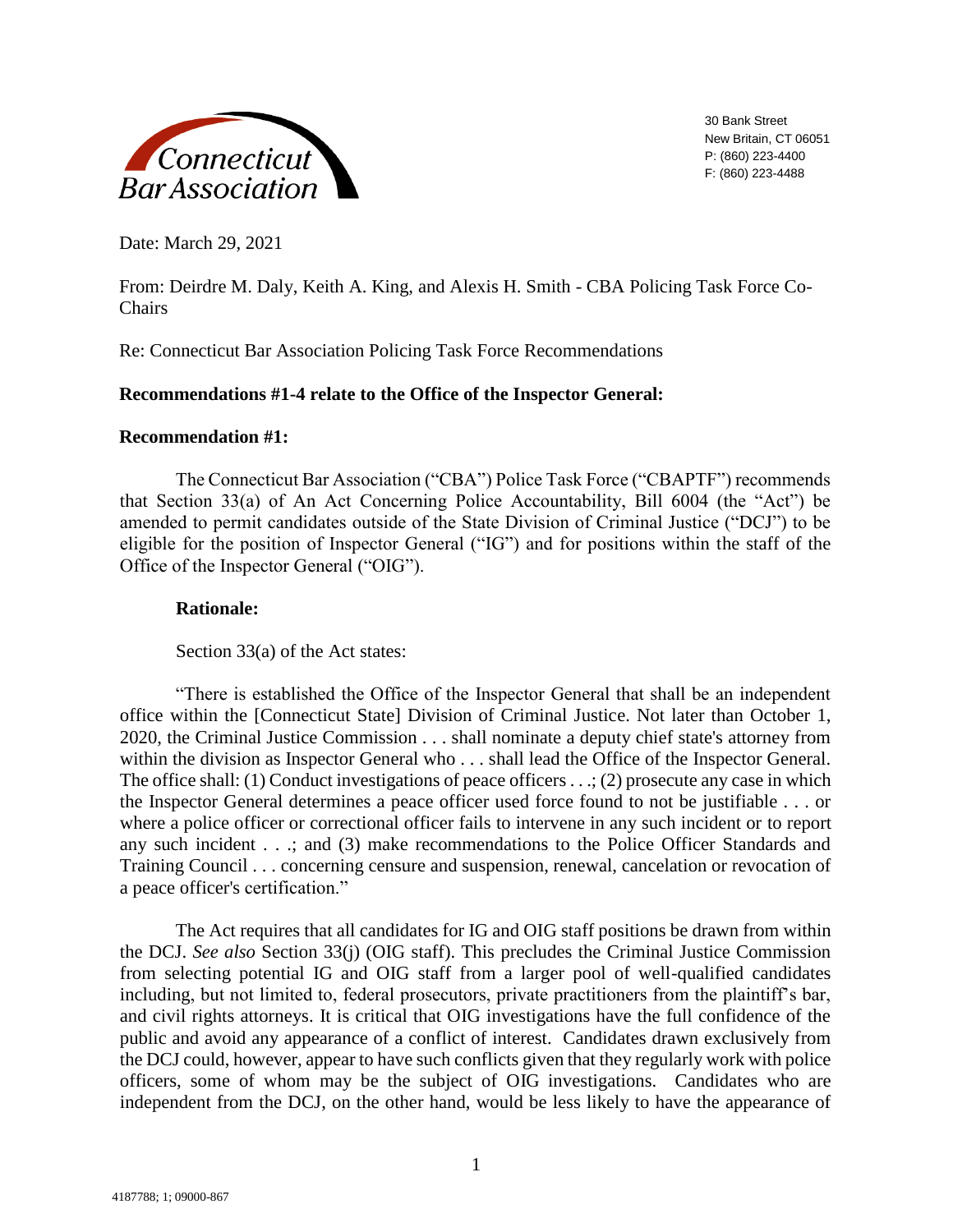Connecticut Bar Association

30 Bank Street
New Britain, CT 06051
P: (860) 223-4400
F: (860) 223-4488

Date: March 29, 2021

From: Deirdre M. Daly, Keith A. King, and Alexis H. Smith - CBA Policing Task Force Co-Chairs

Re: Connecticut Bar Association Policing Task Force Recommendations

**Recommendations #1-4 relate to the Office of the Inspector General:**

**Recommendation #1:**

The Connecticut Bar Association ("CBA") Police Task Force ("CBAPTF") recommends that Section 33(a) of An Act Concerning Police Accountability, Bill 6004 (the "Act") be amended to permit candidates outside of the State Division of Criminal Justice ("DCJ") to be eligible for the position of Inspector General ("IG") and for positions within the staff of the Office of the Inspector General ("OIG").

**Rationale:**

Section 33(a) of the Act states:

"There is established the Office of the Inspector General that shall be an independent office within the [Connecticut State] Division of Criminal Justice. Not later than October 1, 2020, the Criminal Justice Commission . . . shall nominate a deputy chief state's attorney from within the division as Inspector General who . . . shall lead the Office of the Inspector General. The office shall: (1) Conduct investigations of peace officers . . .; (2) prosecute any case in which the Inspector General determines a peace officer used force found to not be justifiable . . . or where a police officer or correctional officer fails to intervene in any such incident or to report any such incident . . .; and (3) make recommendations to the Police Officer Standards and Training Council . . . concerning censure and suspension, renewal, cancelation or revocation of a peace officer's certification."

The Act requires that all candidates for IG and OIG staff positions be drawn from within the DCJ. *See also* Section 33(j) (OIG staff). This precludes the Criminal Justice Commission from selecting potential IG and OIG staff from a larger pool of well-qualified candidates including, but not limited to, federal prosecutors, private practitioners from the plaintiff's bar, and civil rights attorneys. It is critical that OIG investigations have the full confidence of the public and avoid any appearance of a conflict of interest. Candidates drawn exclusively from the DCJ could, however, appear to have such conflicts given that they regularly work with police officers, some of whom may be the subject of OIG investigations. Candidates who are independent from the DCJ, on the other hand, would be less likely to have the appearance of

4187788; 1; 09000-867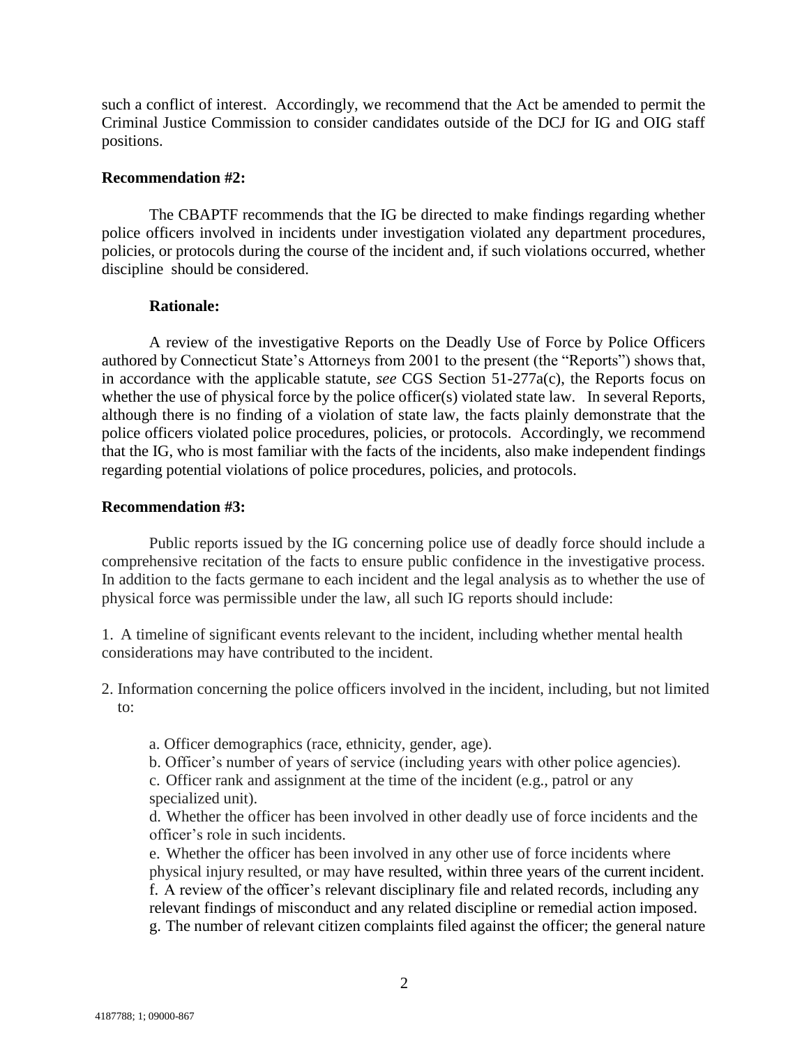such a conflict of interest. Accordingly, we recommend that the Act be amended to permit the Criminal Justice Commission to consider candidates outside of the DCJ for IG and OIG staff positions.

**Recommendation #2:**

The CBAPTF recommends that the IG be directed to make findings regarding whether police officers involved in incidents under investigation violated any department procedures, policies, or protocols during the course of the incident and, if such violations occurred, whether discipline should be considered.

**Rationale:**

A review of the investigative Reports on the Deadly Use of Force by Police Officers authored by Connecticut State's Attorneys from 2001 to the present (the "Reports") shows that, in accordance with the applicable statute, *see* CGS Section 51-277a(c), the Reports focus on whether the use of physical force by the police officer(s) violated state law. In several Reports, although there is no finding of a violation of state law, the facts plainly demonstrate that the police officers violated police procedures, policies, or protocols. Accordingly, we recommend that the IG, who is most familiar with the facts of the incidents, also make independent findings regarding potential violations of police procedures, policies, and protocols.

**Recommendation #3:**

Public reports issued by the IG concerning police use of deadly force should include a comprehensive recitation of the facts to ensure public confidence in the investigative process. In addition to the facts germane to each incident and the legal analysis as to whether the use of physical force was permissible under the law, all such IG reports should include:

1. A timeline of significant events relevant to the incident, including whether mental health considerations may have contributed to the incident.

2. Information concerning the police officers involved in the incident, including, but not limited to:

    a. Officer demographics (race, ethnicity, gender, age).

    b. Officer's number of years of service (including years with other police agencies).

    c. Officer rank and assignment at the time of the incident (e.g., patrol or any specialized unit).

    d. Whether the officer has been involved in other deadly use of force incidents and the officer's role in such incidents.

    e. Whether the officer has been involved in any other use of force incidents where physical injury resulted, or may have resulted, within three years of the current incident.

    f. A review of the officer's relevant disciplinary file and related records, including any relevant findings of misconduct and any related discipline or remedial action imposed.

    g. The number of relevant citizen complaints filed against the officer; the general nature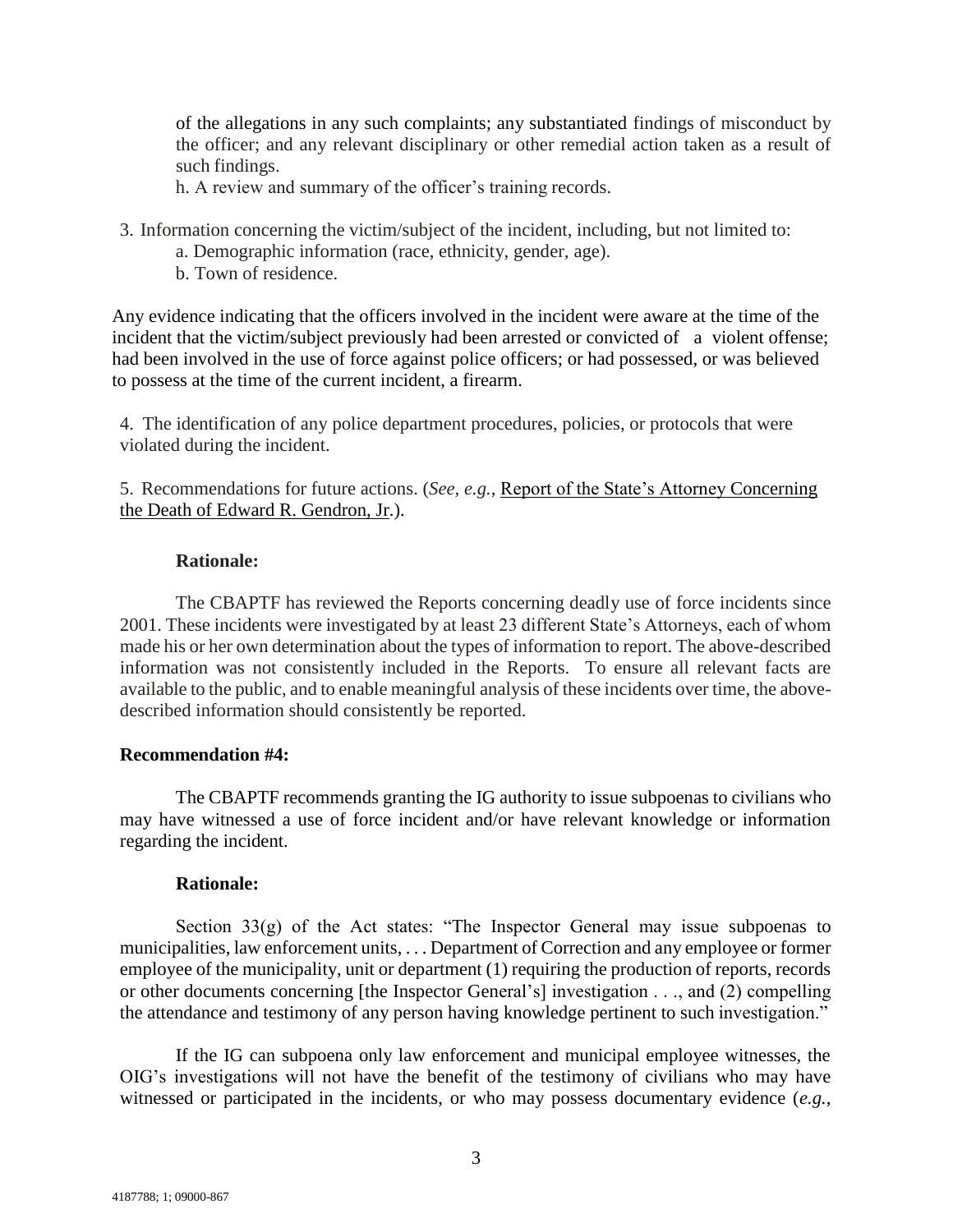of the allegations in any such complaints; any substantiated findings of misconduct by the officer; and any relevant disciplinary or other remedial action taken as a result of such findings.

h. A review and summary of the officer's training records.

3. Information concerning the victim/subject of the incident, including, but not limited to:
   a. Demographic information (race, ethnicity, gender, age).
   b. Town of residence.

Any evidence indicating that the officers involved in the incident were aware at the time of the incident that the victim/subject previously had been arrested or convicted of a violent offense; had been involved in the use of force against police officers; or had possessed, or was believed to possess at the time of the current incident, a firearm.

4. The identification of any police department procedures, policies, or protocols that were violated during the incident.

5. Recommendations for future actions. (*See, e.g.*, Report of the State's Attorney Concerning the Death of Edward R. Gendron, Jr.).

**Rationale:**

The CBAPTF has reviewed the Reports concerning deadly use of force incidents since 2001. These incidents were investigated by at least 23 different State's Attorneys, each of whom made his or her own determination about the types of information to report. The above-described information was not consistently included in the Reports. To ensure all relevant facts are available to the public, and to enable meaningful analysis of these incidents over time, the above-described information should consistently be reported.

**Recommendation #4:**

The CBAPTF recommends granting the IG authority to issue subpoenas to civilians who may have witnessed a use of force incident and/or have relevant knowledge or information regarding the incident.

**Rationale:**

Section 33(g) of the Act states: "The Inspector General may issue subpoenas to municipalities, law enforcement units, . . . Department of Correction and any employee or former employee of the municipality, unit or department (1) requiring the production of reports, records or other documents concerning [the Inspector General's] investigation . . ., and (2) compelling the attendance and testimony of any person having knowledge pertinent to such investigation."

If the IG can subpoena only law enforcement and municipal employee witnesses, the OIG's investigations will not have the benefit of the testimony of civilians who may have witnessed or participated in the incidents, or who may possess documentary evidence (*e.g.*,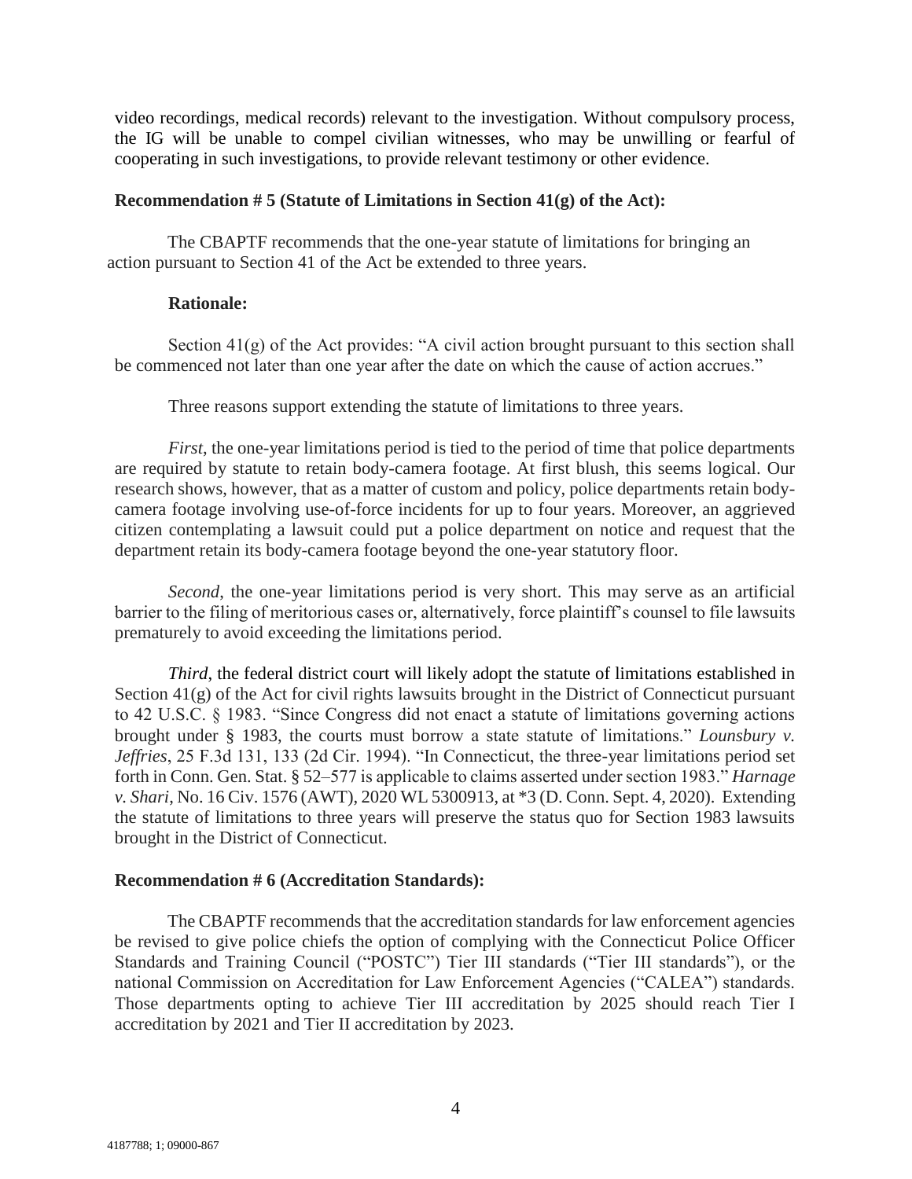video recordings, medical records) relevant to the investigation. Without compulsory process, the IG will be unable to compel civilian witnesses, who may be unwilling or fearful of cooperating in such investigations, to provide relevant testimony or other evidence.

**Recommendation # 5 (Statute of Limitations in Section 41(g) of the Act):**

The CBAPTF recommends that the one-year statute of limitations for bringing an action pursuant to Section 41 of the Act be extended to three years.

**Rationale:**

Section 41(g) of the Act provides: "A civil action brought pursuant to this section shall be commenced not later than one year after the date on which the cause of action accrues."

Three reasons support extending the statute of limitations to three years.

*First*, the one-year limitations period is tied to the period of time that police departments are required by statute to retain body-camera footage. At first blush, this seems logical. Our research shows, however, that as a matter of custom and policy, police departments retain body-camera footage involving use-of-force incidents for up to four years. Moreover, an aggrieved citizen contemplating a lawsuit could put a police department on notice and request that the department retain its body-camera footage beyond the one-year statutory floor.

*Second*, the one-year limitations period is very short. This may serve as an artificial barrier to the filing of meritorious cases or, alternatively, force plaintiff's counsel to file lawsuits prematurely to avoid exceeding the limitations period.

*Third*, the federal district court will likely adopt the statute of limitations established in Section 41(g) of the Act for civil rights lawsuits brought in the District of Connecticut pursuant to 42 U.S.C. § 1983. "Since Congress did not enact a statute of limitations governing actions brought under § 1983, the courts must borrow a state statute of limitations." *Lounsbury v. Jeffries*, 25 F.3d 131, 133 (2d Cir. 1994). "In Connecticut, the three-year limitations period set forth in Conn. Gen. Stat. § 52–577 is applicable to claims asserted under section 1983." *Harnage v. Shari*, No. 16 Civ. 1576 (AWT), 2020 WL 5300913, at *3 (D. Conn. Sept. 4, 2020). Extending the statute of limitations to three years will preserve the status quo for Section 1983 lawsuits brought in the District of Connecticut.

**Recommendation # 6 (Accreditation Standards):**

The CBAPTF recommends that the accreditation standards for law enforcement agencies be revised to give police chiefs the option of complying with the Connecticut Police Officer Standards and Training Council ("POSTC") Tier III standards ("Tier III standards"), or the national Commission on Accreditation for Law Enforcement Agencies ("CALEA") standards. Those departments opting to achieve Tier III accreditation by 2025 should reach Tier I accreditation by 2021 and Tier II accreditation by 2023.

4187788; 1; 09000-867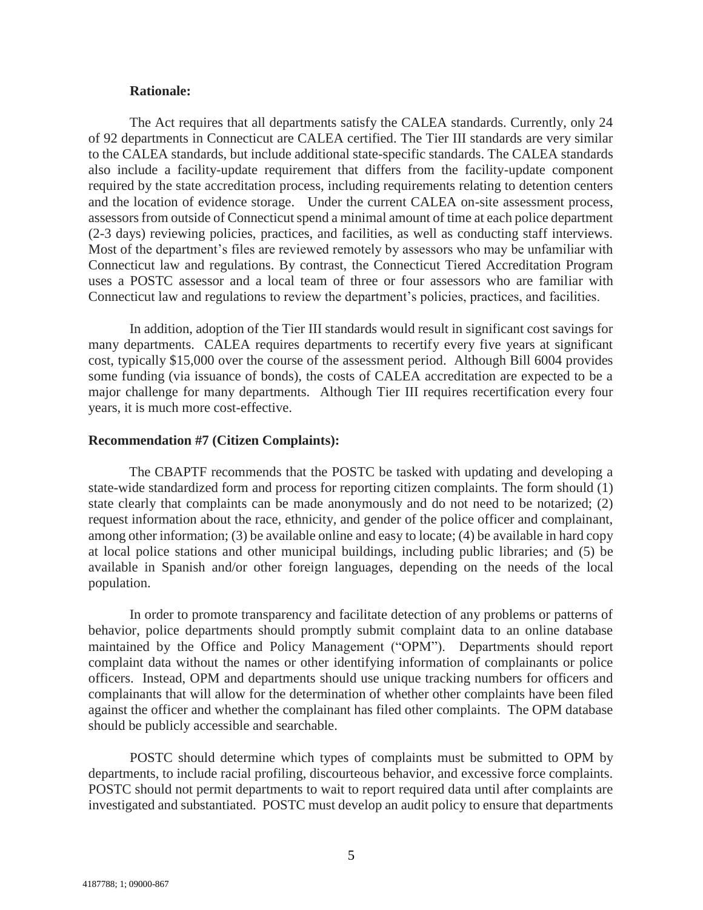**Rationale:**

The Act requires that all departments satisfy the CALEA standards. Currently, only 24 of 92 departments in Connecticut are CALEA certified. The Tier III standards are very similar to the CALEA standards, but include additional state-specific standards. The CALEA standards also include a facility-update requirement that differs from the facility-update component required by the state accreditation process, including requirements relating to detention centers and the location of evidence storage. Under the current CALEA on-site assessment process, assessors from outside of Connecticut spend a minimal amount of time at each police department (2-3 days) reviewing policies, practices, and facilities, as well as conducting staff interviews. Most of the department's files are reviewed remotely by assessors who may be unfamiliar with Connecticut law and regulations. By contrast, the Connecticut Tiered Accreditation Program uses a POSTC assessor and a local team of three or four assessors who are familiar with Connecticut law and regulations to review the department's policies, practices, and facilities.

In addition, adoption of the Tier III standards would result in significant cost savings for many departments. CALEA requires departments to recertify every five years at significant cost, typically $15,000 over the course of the assessment period. Although Bill 6004 provides some funding (via issuance of bonds), the costs of CALEA accreditation are expected to be a major challenge for many departments. Although Tier III requires recertification every four years, it is much more cost-effective.

**Recommendation #7 (Citizen Complaints):**

The CBAPTF recommends that the POSTC be tasked with updating and developing a state-wide standardized form and process for reporting citizen complaints. The form should (1) state clearly that complaints can be made anonymously and do not need to be notarized; (2) request information about the race, ethnicity, and gender of the police officer and complainant, among other information; (3) be available online and easy to locate; (4) be available in hard copy at local police stations and other municipal buildings, including public libraries; and (5) be available in Spanish and/or other foreign languages, depending on the needs of the local population.

In order to promote transparency and facilitate detection of any problems or patterns of behavior, police departments should promptly submit complaint data to an online database maintained by the Office and Policy Management ("OPM"). Departments should report complaint data without the names or other identifying information of complainants or police officers. Instead, OPM and departments should use unique tracking numbers for officers and complainants that will allow for the determination of whether other complaints have been filed against the officer and whether the complainant has filed other complaints. The OPM database should be publicly accessible and searchable.

POSTC should determine which types of complaints must be submitted to OPM by departments, to include racial profiling, discourteous behavior, and excessive force complaints. POSTC should not permit departments to wait to report required data until after complaints are investigated and substantiated. POSTC must develop an audit policy to ensure that departments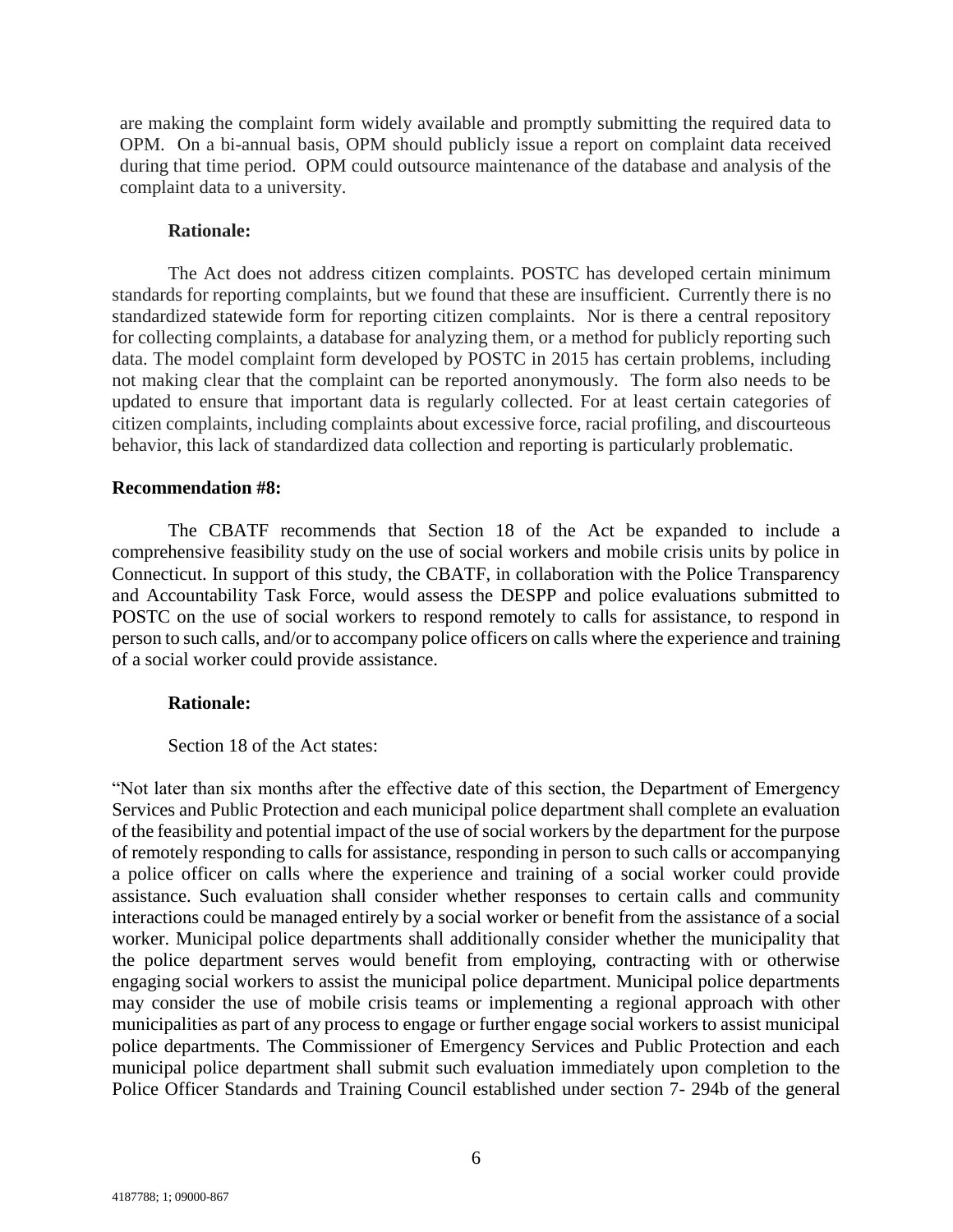are making the complaint form widely available and promptly submitting the required data to OPM. On a bi-annual basis, OPM should publicly issue a report on complaint data received during that time period. OPM could outsource maintenance of the database and analysis of the complaint data to a university.

**Rationale:**

The Act does not address citizen complaints. POSTC has developed certain minimum standards for reporting complaints, but we found that these are insufficient. Currently there is no standardized statewide form for reporting citizen complaints. Nor is there a central repository for collecting complaints, a database for analyzing them, or a method for publicly reporting such data. The model complaint form developed by POSTC in 2015 has certain problems, including not making clear that the complaint can be reported anonymously. The form also needs to be updated to ensure that important data is regularly collected. For at least certain categories of citizen complaints, including complaints about excessive force, racial profiling, and discourteous behavior, this lack of standardized data collection and reporting is particularly problematic.

**Recommendation #8:**

The CBATF recommends that Section 18 of the Act be expanded to include a comprehensive feasibility study on the use of social workers and mobile crisis units by police in Connecticut. In support of this study, the CBATF, in collaboration with the Police Transparency and Accountability Task Force, would assess the DESPP and police evaluations submitted to POSTC on the use of social workers to respond remotely to calls for assistance, to respond in person to such calls, and/or to accompany police officers on calls where the experience and training of a social worker could provide assistance.

**Rationale:**

Section 18 of the Act states:

"Not later than six months after the effective date of this section, the Department of Emergency Services and Public Protection and each municipal police department shall complete an evaluation of the feasibility and potential impact of the use of social workers by the department for the purpose of remotely responding to calls for assistance, responding in person to such calls or accompanying a police officer on calls where the experience and training of a social worker could provide assistance. Such evaluation shall consider whether responses to certain calls and community interactions could be managed entirely by a social worker or benefit from the assistance of a social worker. Municipal police departments shall additionally consider whether the municipality that the police department serves would benefit from employing, contracting with or otherwise engaging social workers to assist the municipal police department. Municipal police departments may consider the use of mobile crisis teams or implementing a regional approach with other municipalities as part of any process to engage or further engage social workers to assist municipal police departments. The Commissioner of Emergency Services and Public Protection and each municipal police department shall submit such evaluation immediately upon completion to the Police Officer Standards and Training Council established under section 7- 294b of the general

4187788; 1; 09000-867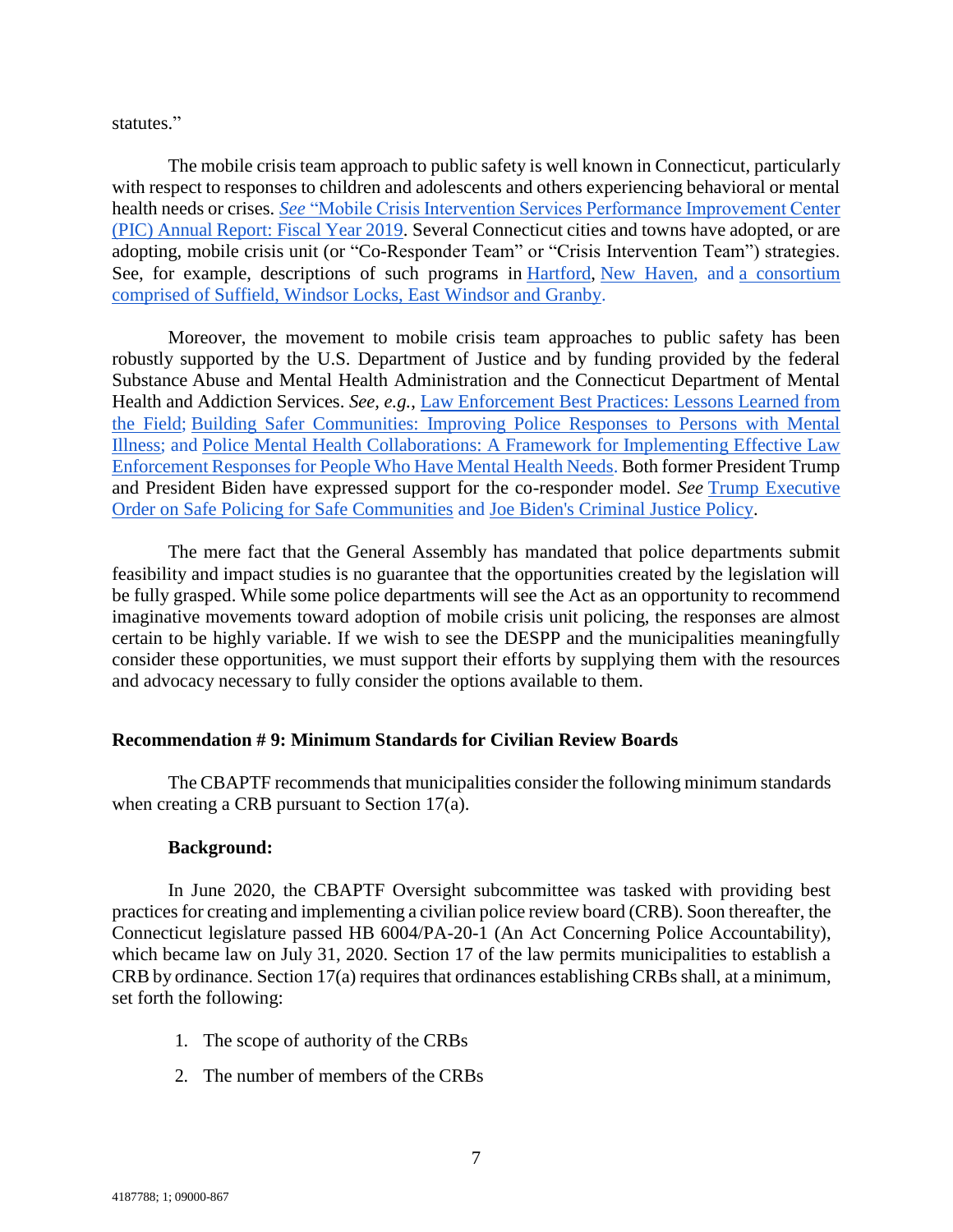statutes."

The mobile crisis team approach to public safety is well known in Connecticut, particularly with respect to responses to children and adolescents and others experiencing behavioral or mental health needs or crises. *See* "Mobile Crisis Intervention Services Performance Improvement Center (PIC) Annual Report: Fiscal Year 2019. Several Connecticut cities and towns have adopted, or are adopting, mobile crisis unit (or "Co-Responder Team" or "Crisis Intervention Team") strategies. See, for example, descriptions of such programs in Hartford, New Haven, and a consortium comprised of Suffield, Windsor Locks, East Windsor and Granby.

Moreover, the movement to mobile crisis team approaches to public safety has been robustly supported by the U.S. Department of Justice and by funding provided by the federal Substance Abuse and Mental Health Administration and the Connecticut Department of Mental Health and Addiction Services. *See, e.g.*, Law Enforcement Best Practices: Lessons Learned from the Field; Building Safer Communities: Improving Police Responses to Persons with Mental Illness; and Police Mental Health Collaborations: A Framework for Implementing Effective Law Enforcement Responses for People Who Have Mental Health Needs. Both former President Trump and President Biden have expressed support for the co-responder model. *See* Trump Executive Order on Safe Policing for Safe Communities and Joe Biden's Criminal Justice Policy.

The mere fact that the General Assembly has mandated that police departments submit feasibility and impact studies is no guarantee that the opportunities created by the legislation will be fully grasped. While some police departments will see the Act as an opportunity to recommend imaginative movements toward adoption of mobile crisis unit policing, the responses are almost certain to be highly variable. If we wish to see the DESPP and the municipalities meaningfully consider these opportunities, we must support their efforts by supplying them with the resources and advocacy necessary to fully consider the options available to them.

**Recommendation # 9: Minimum Standards for Civilian Review Boards**

The CBAPTF recommends that municipalities consider the following minimum standards when creating a CRB pursuant to Section 17(a).

**Background:**

In June 2020, the CBAPTF Oversight subcommittee was tasked with providing best practices for creating and implementing a civilian police review board (CRB). Soon thereafter, the Connecticut legislature passed HB 6004/PA-20-1 (An Act Concerning Police Accountability), which became law on July 31, 2020. Section 17 of the law permits municipalities to establish a CRB by ordinance. Section 17(a) requires that ordinances establishing CRBs shall, at a minimum, set forth the following:

1. The scope of authority of the CRBs
2. The number of members of the CRBs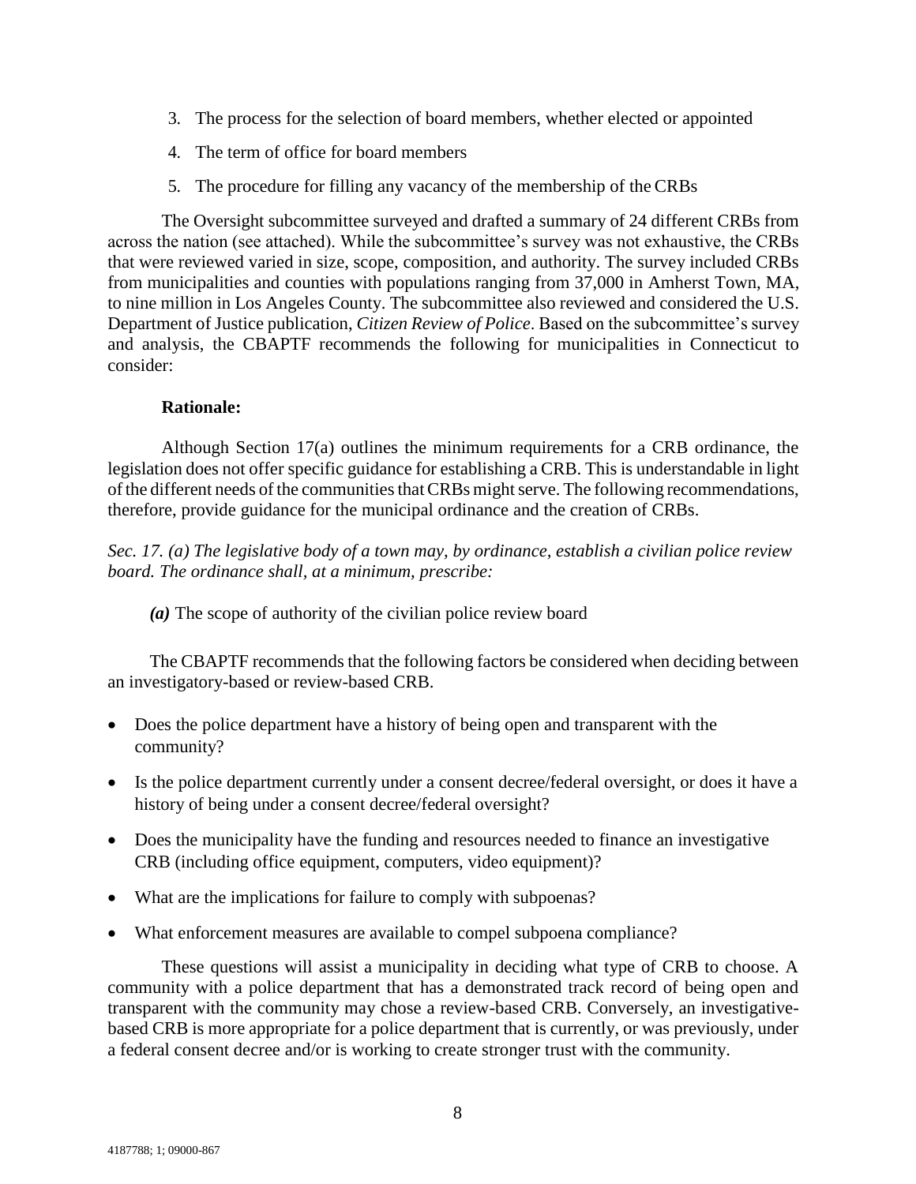3. The process for the selection of board members, whether elected or appointed
4. The term of office for board members
5. The procedure for filling any vacancy of the membership of the CRBs

The Oversight subcommittee surveyed and drafted a summary of 24 different CRBs from across the nation (see attached). While the subcommittee's survey was not exhaustive, the CRBs that were reviewed varied in size, scope, composition, and authority. The survey included CRBs from municipalities and counties with populations ranging from 37,000 in Amherst Town, MA, to nine million in Los Angeles County. The subcommittee also reviewed and considered the U.S. Department of Justice publication, *Citizen Review of Police*. Based on the subcommittee's survey and analysis, the CBAPTF recommends the following for municipalities in Connecticut to consider:

**Rationale:**

Although Section 17(a) outlines the minimum requirements for a CRB ordinance, the legislation does not offer specific guidance for establishing a CRB. This is understandable in light of the different needs of the communities that CRBs might serve. The following recommendations, therefore, provide guidance for the municipal ordinance and the creation of CRBs.

*Sec. 17. (a) The legislative body of a town may, by ordinance, establish a civilian police review board. The ordinance shall, at a minimum, prescribe:*

***(a)*** The scope of authority of the civilian police review board

The CBAPTF recommends that the following factors be considered when deciding between an investigatory-based or review-based CRB.

- Does the police department have a history of being open and transparent with the community?
- Is the police department currently under a consent decree/federal oversight, or does it have a history of being under a consent decree/federal oversight?
- Does the municipality have the funding and resources needed to finance an investigative CRB (including office equipment, computers, video equipment)?
- What are the implications for failure to comply with subpoenas?
- What enforcement measures are available to compel subpoena compliance?

These questions will assist a municipality in deciding what type of CRB to choose. A community with a police department that has a demonstrated track record of being open and transparent with the community may chose a review-based CRB. Conversely, an investigative-based CRB is more appropriate for a police department that is currently, or was previously, under a federal consent decree and/or is working to create stronger trust with the community.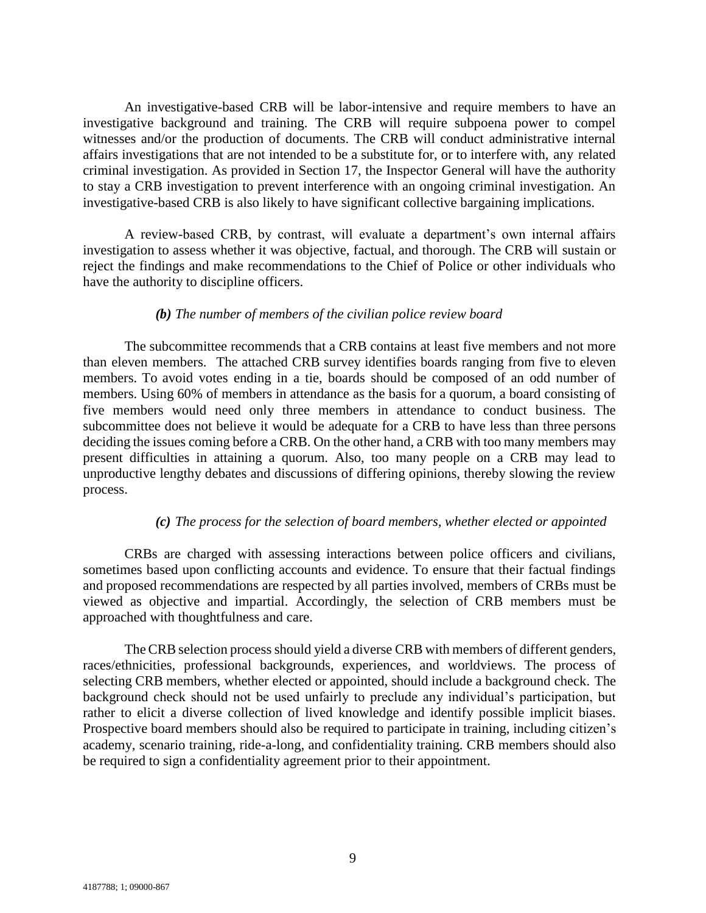An investigative-based CRB will be labor-intensive and require members to have an investigative background and training. The CRB will require subpoena power to compel witnesses and/or the production of documents. The CRB will conduct administrative internal affairs investigations that are not intended to be a substitute for, or to interfere with, any related criminal investigation. As provided in Section 17, the Inspector General will have the authority to stay a CRB investigation to prevent interference with an ongoing criminal investigation. An investigative-based CRB is also likely to have significant collective bargaining implications.

A review-based CRB, by contrast, will evaluate a department's own internal affairs investigation to assess whether it was objective, factual, and thorough. The CRB will sustain or reject the findings and make recommendations to the Chief of Police or other individuals who have the authority to discipline officers.

***(b)*** *The number of members of the civilian police review board*

The subcommittee recommends that a CRB contains at least five members and not more than eleven members. The attached CRB survey identifies boards ranging from five to eleven members. To avoid votes ending in a tie, boards should be composed of an odd number of members. Using 60% of members in attendance as the basis for a quorum, a board consisting of five members would need only three members in attendance to conduct business. The subcommittee does not believe it would be adequate for a CRB to have less than three persons deciding the issues coming before a CRB. On the other hand, a CRB with too many members may present difficulties in attaining a quorum. Also, too many people on a CRB may lead to unproductive lengthy debates and discussions of differing opinions, thereby slowing the review process.

***(c)*** *The process for the selection of board members, whether elected or appointed*

CRBs are charged with assessing interactions between police officers and civilians, sometimes based upon conflicting accounts and evidence. To ensure that their factual findings and proposed recommendations are respected by all parties involved, members of CRBs must be viewed as objective and impartial. Accordingly, the selection of CRB members must be approached with thoughtfulness and care.

The CRB selection process should yield a diverse CRB with members of different genders, races/ethnicities, professional backgrounds, experiences, and worldviews. The process of selecting CRB members, whether elected or appointed, should include a background check. The background check should not be used unfairly to preclude any individual's participation, but rather to elicit a diverse collection of lived knowledge and identify possible implicit biases. Prospective board members should also be required to participate in training, including citizen's academy, scenario training, ride-a-long, and confidentiality training. CRB members should also be required to sign a confidentiality agreement prior to their appointment.

4187788; 1; 09000-867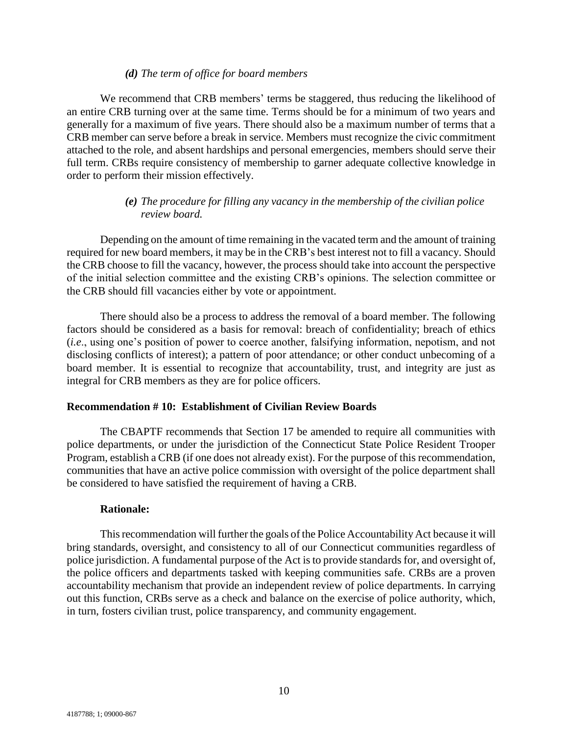***(d)** The term of office for board members*

We recommend that CRB members' terms be staggered, thus reducing the likelihood of an entire CRB turning over at the same time. Terms should be for a minimum of two years and generally for a maximum of five years. There should also be a maximum number of terms that a CRB member can serve before a break in service. Members must recognize the civic commitment attached to the role, and absent hardships and personal emergencies, members should serve their full term. CRBs require consistency of membership to garner adequate collective knowledge in order to perform their mission effectively.

***(e)** The procedure for filling any vacancy in the membership of the civilian police review board.*

Depending on the amount of time remaining in the vacated term and the amount of training required for new board members, it may be in the CRB's best interest not to fill a vacancy. Should the CRB choose to fill the vacancy, however, the process should take into account the perspective of the initial selection committee and the existing CRB's opinions. The selection committee or the CRB should fill vacancies either by vote or appointment.

There should also be a process to address the removal of a board member. The following factors should be considered as a basis for removal: breach of confidentiality; breach of ethics (*i.e*., using one's position of power to coerce another, falsifying information, nepotism, and not disclosing conflicts of interest); a pattern of poor attendance; or other conduct unbecoming of a board member. It is essential to recognize that accountability, trust, and integrity are just as integral for CRB members as they are for police officers.

**Recommendation # 10: Establishment of Civilian Review Boards**

The CBAPTF recommends that Section 17 be amended to require all communities with police departments, or under the jurisdiction of the Connecticut State Police Resident Trooper Program, establish a CRB (if one does not already exist). For the purpose of this recommendation, communities that have an active police commission with oversight of the police department shall be considered to have satisfied the requirement of having a CRB.

**Rationale:**

This recommendation will further the goals of the Police Accountability Act because it will bring standards, oversight, and consistency to all of our Connecticut communities regardless of police jurisdiction. A fundamental purpose of the Act is to provide standards for, and oversight of, the police officers and departments tasked with keeping communities safe. CRBs are a proven accountability mechanism that provide an independent review of police departments. In carrying out this function, CRBs serve as a check and balance on the exercise of police authority, which, in turn, fosters civilian trust, police transparency, and community engagement.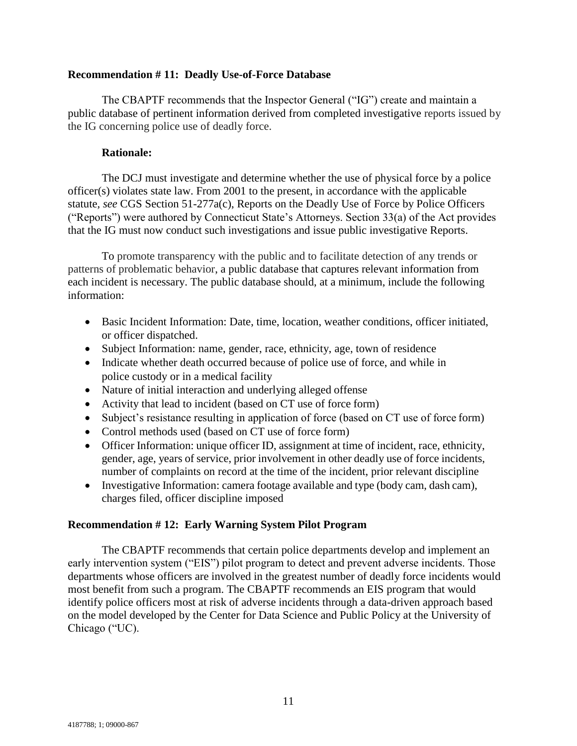**Recommendation # 11: Deadly Use-of-Force Database**

The CBAPTF recommends that the Inspector General ("IG") create and maintain a public database of pertinent information derived from completed investigative reports issued by the IG concerning police use of deadly force.

**Rationale:**

The DCJ must investigate and determine whether the use of physical force by a police officer(s) violates state law. From 2001 to the present, in accordance with the applicable statute, *see* CGS Section 51-277a(c), Reports on the Deadly Use of Force by Police Officers ("Reports") were authored by Connecticut State's Attorneys. Section 33(a) of the Act provides that the IG must now conduct such investigations and issue public investigative Reports.

To promote transparency with the public and to facilitate detection of any trends or patterns of problematic behavior, a public database that captures relevant information from each incident is necessary. The public database should, at a minimum, include the following information:

- Basic Incident Information: Date, time, location, weather conditions, officer initiated, or officer dispatched.
- Subject Information: name, gender, race, ethnicity, age, town of residence
- Indicate whether death occurred because of police use of force, and while in police custody or in a medical facility
- Nature of initial interaction and underlying alleged offense
- Activity that lead to incident (based on CT use of force form)
- Subject's resistance resulting in application of force (based on CT use of force form)
- Control methods used (based on CT use of force form)
- Officer Information: unique officer ID, assignment at time of incident, race, ethnicity, gender, age, years of service, prior involvement in other deadly use of force incidents, number of complaints on record at the time of the incident, prior relevant discipline
- Investigative Information: camera footage available and type (body cam, dash cam), charges filed, officer discipline imposed

**Recommendation # 12: Early Warning System Pilot Program**

The CBAPTF recommends that certain police departments develop and implement an early intervention system ("EIS") pilot program to detect and prevent adverse incidents. Those departments whose officers are involved in the greatest number of deadly force incidents would most benefit from such a program. The CBAPTF recommends an EIS program that would identify police officers most at risk of adverse incidents through a data-driven approach based on the model developed by the Center for Data Science and Public Policy at the University of Chicago ("UC).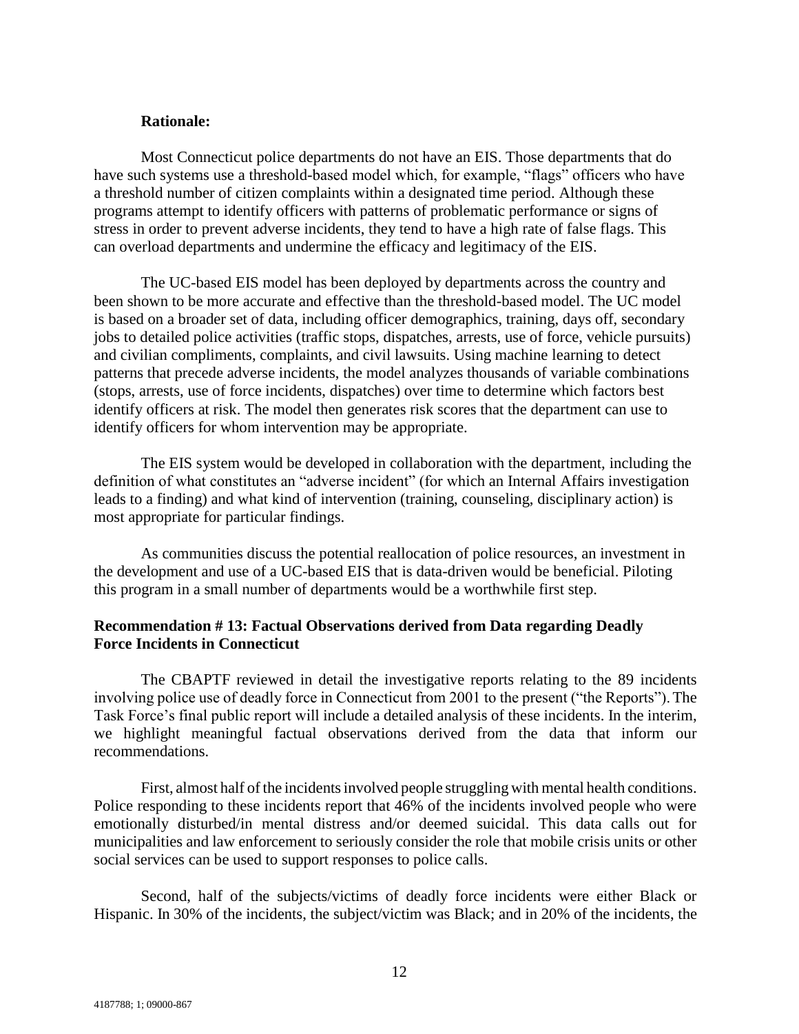**Rationale:**

Most Connecticut police departments do not have an EIS. Those departments that do have such systems use a threshold-based model which, for example, "flags" officers who have a threshold number of citizen complaints within a designated time period. Although these programs attempt to identify officers with patterns of problematic performance or signs of stress in order to prevent adverse incidents, they tend to have a high rate of false flags. This can overload departments and undermine the efficacy and legitimacy of the EIS.

The UC-based EIS model has been deployed by departments across the country and been shown to be more accurate and effective than the threshold-based model. The UC model is based on a broader set of data, including officer demographics, training, days off, secondary jobs to detailed police activities (traffic stops, dispatches, arrests, use of force, vehicle pursuits) and civilian compliments, complaints, and civil lawsuits. Using machine learning to detect patterns that precede adverse incidents, the model analyzes thousands of variable combinations (stops, arrests, use of force incidents, dispatches) over time to determine which factors best identify officers at risk. The model then generates risk scores that the department can use to identify officers for whom intervention may be appropriate.

The EIS system would be developed in collaboration with the department, including the definition of what constitutes an "adverse incident" (for which an Internal Affairs investigation leads to a finding) and what kind of intervention (training, counseling, disciplinary action) is most appropriate for particular findings.

As communities discuss the potential reallocation of police resources, an investment in the development and use of a UC-based EIS that is data-driven would be beneficial. Piloting this program in a small number of departments would be a worthwhile first step.

**Recommendation # 13: Factual Observations derived from Data regarding Deadly Force Incidents in Connecticut**

The CBAPTF reviewed in detail the investigative reports relating to the 89 incidents involving police use of deadly force in Connecticut from 2001 to the present ("the Reports"). The Task Force's final public report will include a detailed analysis of these incidents. In the interim, we highlight meaningful factual observations derived from the data that inform our recommendations.

First, almost half of the incidents involved people struggling with mental health conditions. Police responding to these incidents report that 46% of the incidents involved people who were emotionally disturbed/in mental distress and/or deemed suicidal. This data calls out for municipalities and law enforcement to seriously consider the role that mobile crisis units or other social services can be used to support responses to police calls.

Second, half of the subjects/victims of deadly force incidents were either Black or Hispanic. In 30% of the incidents, the subject/victim was Black; and in 20% of the incidents, the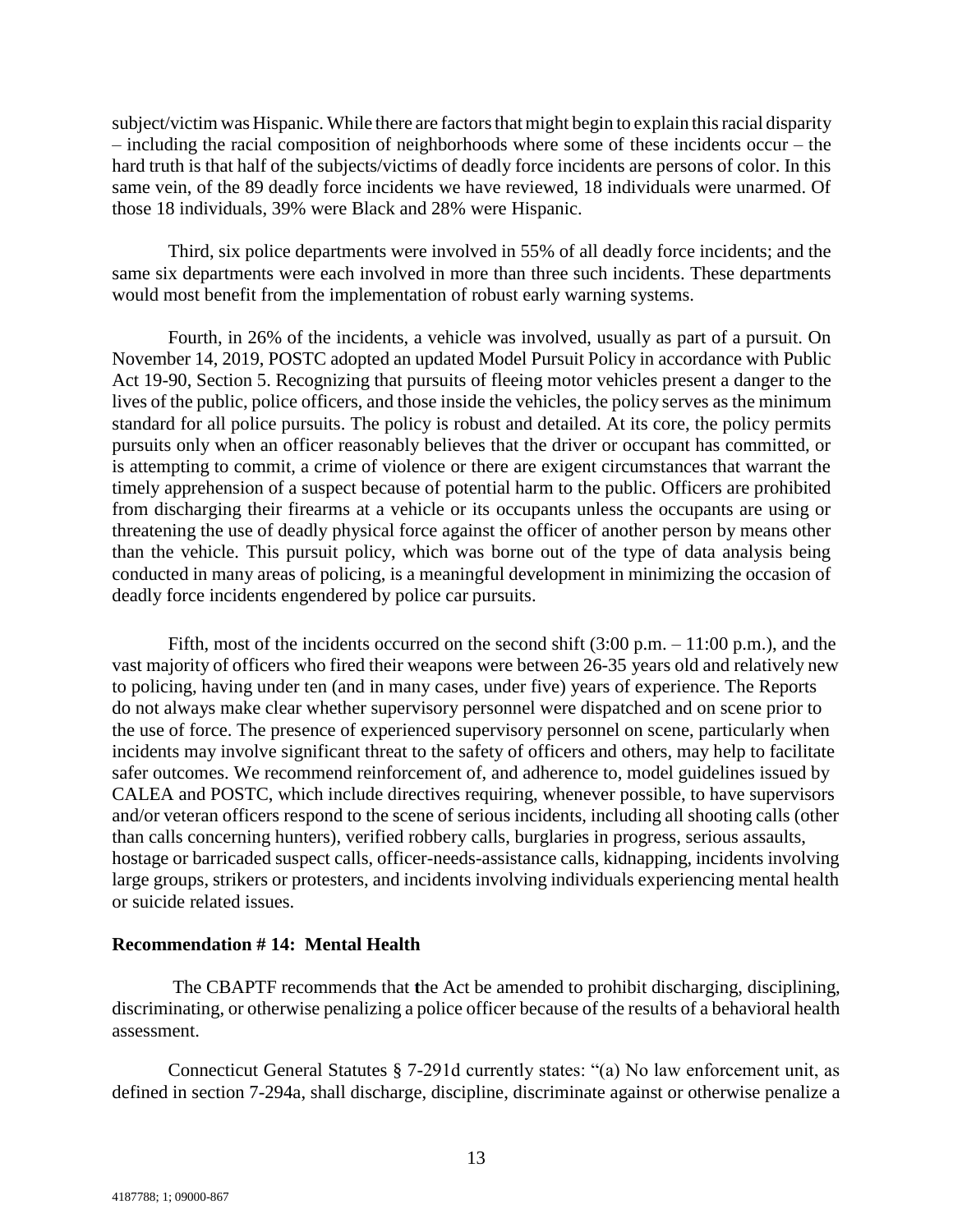subject/victim was Hispanic. While there are factors that might begin to explain this racial disparity – including the racial composition of neighborhoods where some of these incidents occur – the hard truth is that half of the subjects/victims of deadly force incidents are persons of color. In this same vein, of the 89 deadly force incidents we have reviewed, 18 individuals were unarmed. Of those 18 individuals, 39% were Black and 28% were Hispanic.

Third, six police departments were involved in 55% of all deadly force incidents; and the same six departments were each involved in more than three such incidents. These departments would most benefit from the implementation of robust early warning systems.

Fourth, in 26% of the incidents, a vehicle was involved, usually as part of a pursuit. On November 14, 2019, POSTC adopted an updated Model Pursuit Policy in accordance with Public Act 19-90, Section 5. Recognizing that pursuits of fleeing motor vehicles present a danger to the lives of the public, police officers, and those inside the vehicles, the policy serves as the minimum standard for all police pursuits. The policy is robust and detailed. At its core, the policy permits pursuits only when an officer reasonably believes that the driver or occupant has committed, or is attempting to commit, a crime of violence or there are exigent circumstances that warrant the timely apprehension of a suspect because of potential harm to the public. Officers are prohibited from discharging their firearms at a vehicle or its occupants unless the occupants are using or threatening the use of deadly physical force against the officer of another person by means other than the vehicle. This pursuit policy, which was borne out of the type of data analysis being conducted in many areas of policing, is a meaningful development in minimizing the occasion of deadly force incidents engendered by police car pursuits.

Fifth, most of the incidents occurred on the second shift (3:00 p.m. – 11:00 p.m.), and the vast majority of officers who fired their weapons were between 26-35 years old and relatively new to policing, having under ten (and in many cases, under five) years of experience. The Reports do not always make clear whether supervisory personnel were dispatched and on scene prior to the use of force. The presence of experienced supervisory personnel on scene, particularly when incidents may involve significant threat to the safety of officers and others, may help to facilitate safer outcomes. We recommend reinforcement of, and adherence to, model guidelines issued by CALEA and POSTC, which include directives requiring, whenever possible, to have supervisors and/or veteran officers respond to the scene of serious incidents, including all shooting calls (other than calls concerning hunters), verified robbery calls, burglaries in progress, serious assaults, hostage or barricaded suspect calls, officer-needs-assistance calls, kidnapping, incidents involving large groups, strikers or protesters, and incidents involving individuals experiencing mental health or suicide related issues.

**Recommendation # 14: Mental Health**

The CBAPTF recommends that the Act be amended to prohibit discharging, disciplining, discriminating, or otherwise penalizing a police officer because of the results of a behavioral health assessment.

Connecticut General Statutes § 7-291d currently states: "(a) No law enforcement unit, as defined in section 7-294a, shall discharge, discipline, discriminate against or otherwise penalize a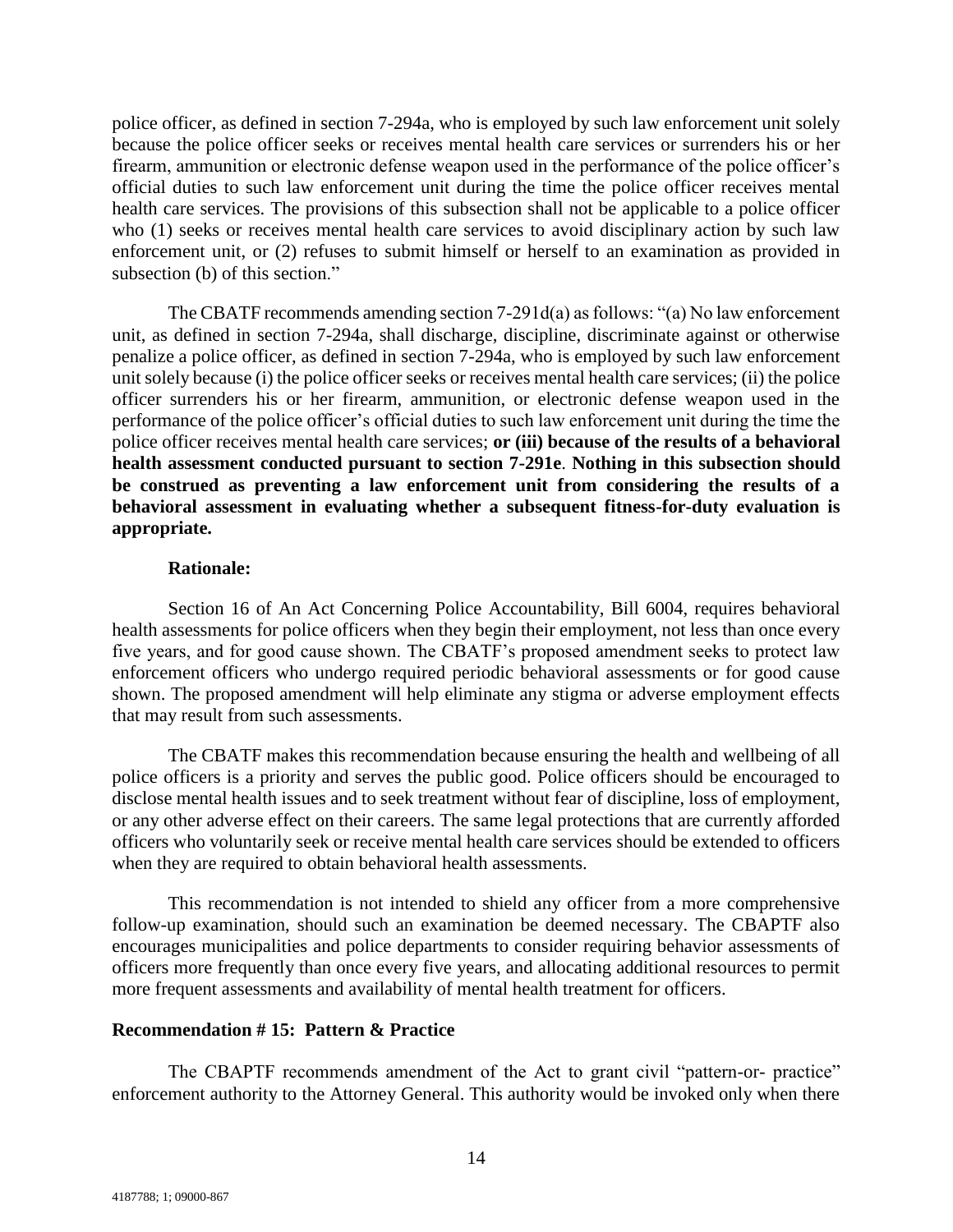police officer, as defined in section 7-294a, who is employed by such law enforcement unit solely because the police officer seeks or receives mental health care services or surrenders his or her firearm, ammunition or electronic defense weapon used in the performance of the police officer's official duties to such law enforcement unit during the time the police officer receives mental health care services. The provisions of this subsection shall not be applicable to a police officer who (1) seeks or receives mental health care services to avoid disciplinary action by such law enforcement unit, or (2) refuses to submit himself or herself to an examination as provided in subsection (b) of this section."

The CBATF recommends amending section 7-291d(a) as follows: "(a) No law enforcement unit, as defined in section 7-294a, shall discharge, discipline, discriminate against or otherwise penalize a police officer, as defined in section 7-294a, who is employed by such law enforcement unit solely because (i) the police officer seeks or receives mental health care services; (ii) the police officer surrenders his or her firearm, ammunition, or electronic defense weapon used in the performance of the police officer's official duties to such law enforcement unit during the time the police officer receives mental health care services; **or (iii) because of the results of a behavioral health assessment conducted pursuant to section 7-291e**. **Nothing in this subsection should be construed as preventing a law enforcement unit from considering the results of a behavioral assessment in evaluating whether a subsequent fitness-for-duty evaluation is appropriate.**

**Rationale:**

Section 16 of An Act Concerning Police Accountability, Bill 6004, requires behavioral health assessments for police officers when they begin their employment, not less than once every five years, and for good cause shown. The CBATF's proposed amendment seeks to protect law enforcement officers who undergo required periodic behavioral assessments or for good cause shown. The proposed amendment will help eliminate any stigma or adverse employment effects that may result from such assessments.

The CBATF makes this recommendation because ensuring the health and wellbeing of all police officers is a priority and serves the public good. Police officers should be encouraged to disclose mental health issues and to seek treatment without fear of discipline, loss of employment, or any other adverse effect on their careers. The same legal protections that are currently afforded officers who voluntarily seek or receive mental health care services should be extended to officers when they are required to obtain behavioral health assessments.

This recommendation is not intended to shield any officer from a more comprehensive follow-up examination, should such an examination be deemed necessary. The CBAPTF also encourages municipalities and police departments to consider requiring behavior assessments of officers more frequently than once every five years, and allocating additional resources to permit more frequent assessments and availability of mental health treatment for officers.

**Recommendation # 15: Pattern & Practice**

The CBAPTF recommends amendment of the Act to grant civil "pattern-or- practice" enforcement authority to the Attorney General. This authority would be invoked only when there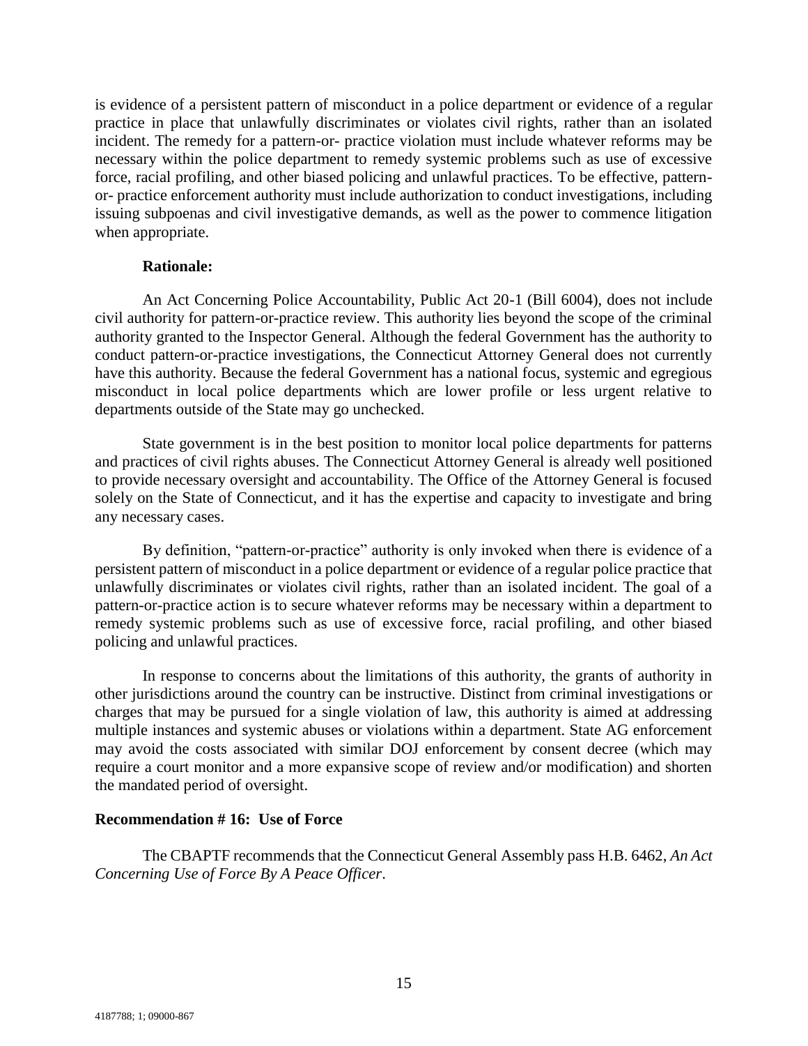is evidence of a persistent pattern of misconduct in a police department or evidence of a regular practice in place that unlawfully discriminates or violates civil rights, rather than an isolated incident. The remedy for a pattern-or- practice violation must include whatever reforms may be necessary within the police department to remedy systemic problems such as use of excessive force, racial profiling, and other biased policing and unlawful practices. To be effective, pattern-or- practice enforcement authority must include authorization to conduct investigations, including issuing subpoenas and civil investigative demands, as well as the power to commence litigation when appropriate.

**Rationale:**

An Act Concerning Police Accountability, Public Act 20-1 (Bill 6004), does not include civil authority for pattern-or-practice review. This authority lies beyond the scope of the criminal authority granted to the Inspector General. Although the federal Government has the authority to conduct pattern-or-practice investigations, the Connecticut Attorney General does not currently have this authority. Because the federal Government has a national focus, systemic and egregious misconduct in local police departments which are lower profile or less urgent relative to departments outside of the State may go unchecked.

State government is in the best position to monitor local police departments for patterns and practices of civil rights abuses. The Connecticut Attorney General is already well positioned to provide necessary oversight and accountability. The Office of the Attorney General is focused solely on the State of Connecticut, and it has the expertise and capacity to investigate and bring any necessary cases.

By definition, "pattern-or-practice" authority is only invoked when there is evidence of a persistent pattern of misconduct in a police department or evidence of a regular police practice that unlawfully discriminates or violates civil rights, rather than an isolated incident. The goal of a pattern-or-practice action is to secure whatever reforms may be necessary within a department to remedy systemic problems such as use of excessive force, racial profiling, and other biased policing and unlawful practices.

In response to concerns about the limitations of this authority, the grants of authority in other jurisdictions around the country can be instructive. Distinct from criminal investigations or charges that may be pursued for a single violation of law, this authority is aimed at addressing multiple instances and systemic abuses or violations within a department. State AG enforcement may avoid the costs associated with similar DOJ enforcement by consent decree (which may require a court monitor and a more expansive scope of review and/or modification) and shorten the mandated period of oversight.

**Recommendation # 16: Use of Force**

The CBAPTF recommends that the Connecticut General Assembly pass H.B. 6462, *An Act Concerning Use of Force By A Peace Officer*.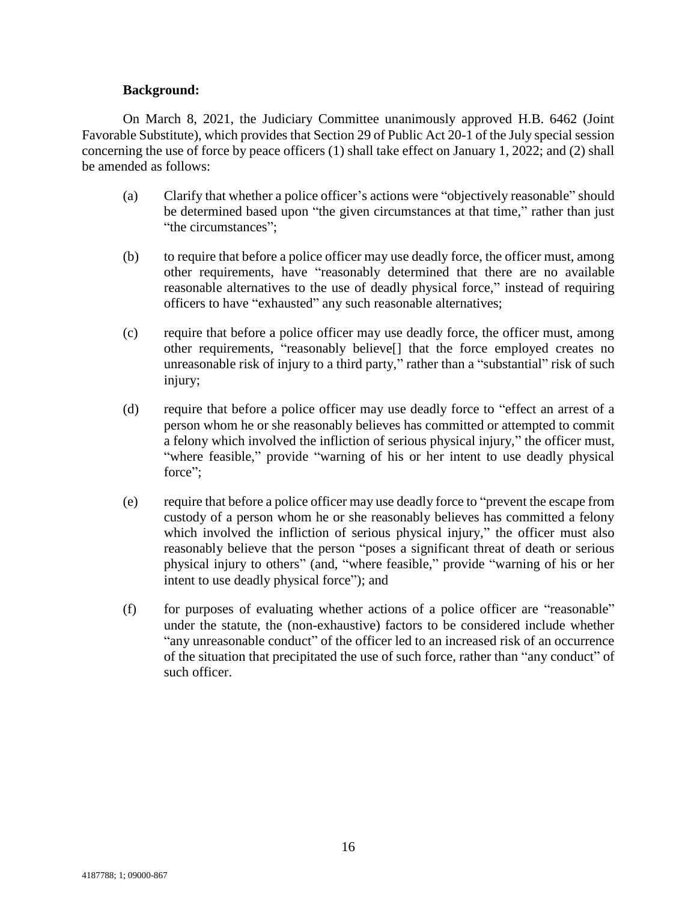**Background:**

On March 8, 2021, the Judiciary Committee unanimously approved H.B. 6462 (Joint Favorable Substitute), which provides that Section 29 of Public Act 20-1 of the July special session concerning the use of force by peace officers (1) shall take effect on January 1, 2022; and (2) shall be amended as follows:

(a) Clarify that whether a police officer's actions were "objectively reasonable" should be determined based upon "the given circumstances at that time," rather than just "the circumstances";

(b) to require that before a police officer may use deadly force, the officer must, among other requirements, have "reasonably determined that there are no available reasonable alternatives to the use of deadly physical force," instead of requiring officers to have "exhausted" any such reasonable alternatives;

(c) require that before a police officer may use deadly force, the officer must, among other requirements, "reasonably believe[] that the force employed creates no unreasonable risk of injury to a third party," rather than a "substantial" risk of such injury;

(d) require that before a police officer may use deadly force to "effect an arrest of a person whom he or she reasonably believes has committed or attempted to commit a felony which involved the infliction of serious physical injury," the officer must, "where feasible," provide "warning of his or her intent to use deadly physical force";

(e) require that before a police officer may use deadly force to "prevent the escape from custody of a person whom he or she reasonably believes has committed a felony which involved the infliction of serious physical injury," the officer must also reasonably believe that the person "poses a significant threat of death or serious physical injury to others" (and, "where feasible," provide "warning of his or her intent to use deadly physical force"); and

(f) for purposes of evaluating whether actions of a police officer are "reasonable" under the statute, the (non-exhaustive) factors to be considered include whether "any unreasonable conduct" of the officer led to an increased risk of an occurrence of the situation that precipitated the use of such force, rather than "any conduct" of such officer.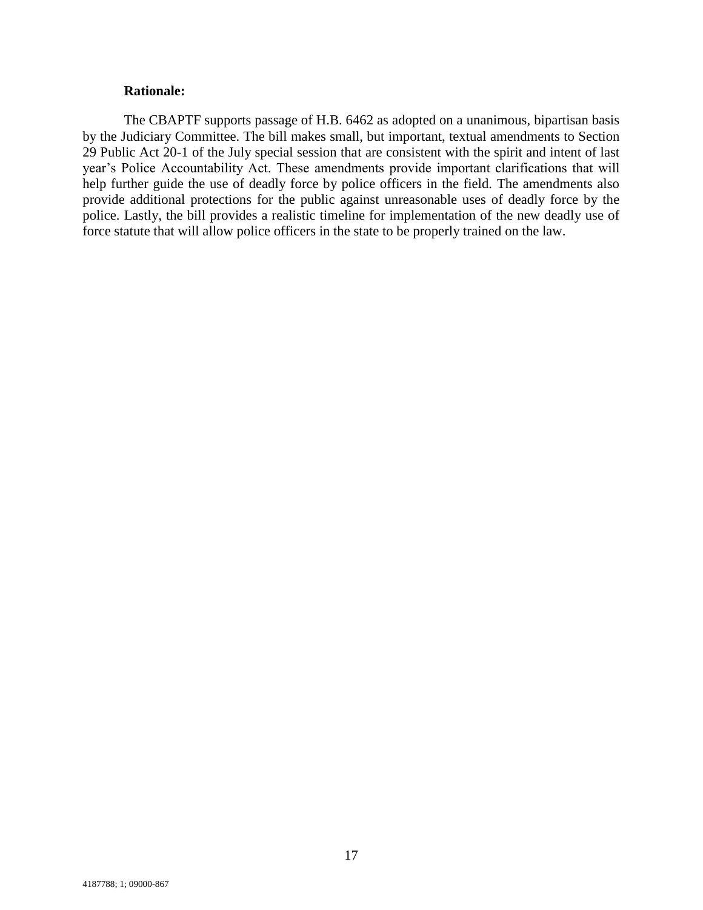**Rationale:**

The CBAPTF supports passage of H.B. 6462 as adopted on a unanimous, bipartisan basis by the Judiciary Committee. The bill makes small, but important, textual amendments to Section 29 Public Act 20-1 of the July special session that are consistent with the spirit and intent of last year's Police Accountability Act. These amendments provide important clarifications that will help further guide the use of deadly force by police officers in the field. The amendments also provide additional protections for the public against unreasonable uses of deadly force by the police. Lastly, the bill provides a realistic timeline for implementation of the new deadly use of force statute that will allow police officers in the state to be properly trained on the law.

4187788; 1; 09000-867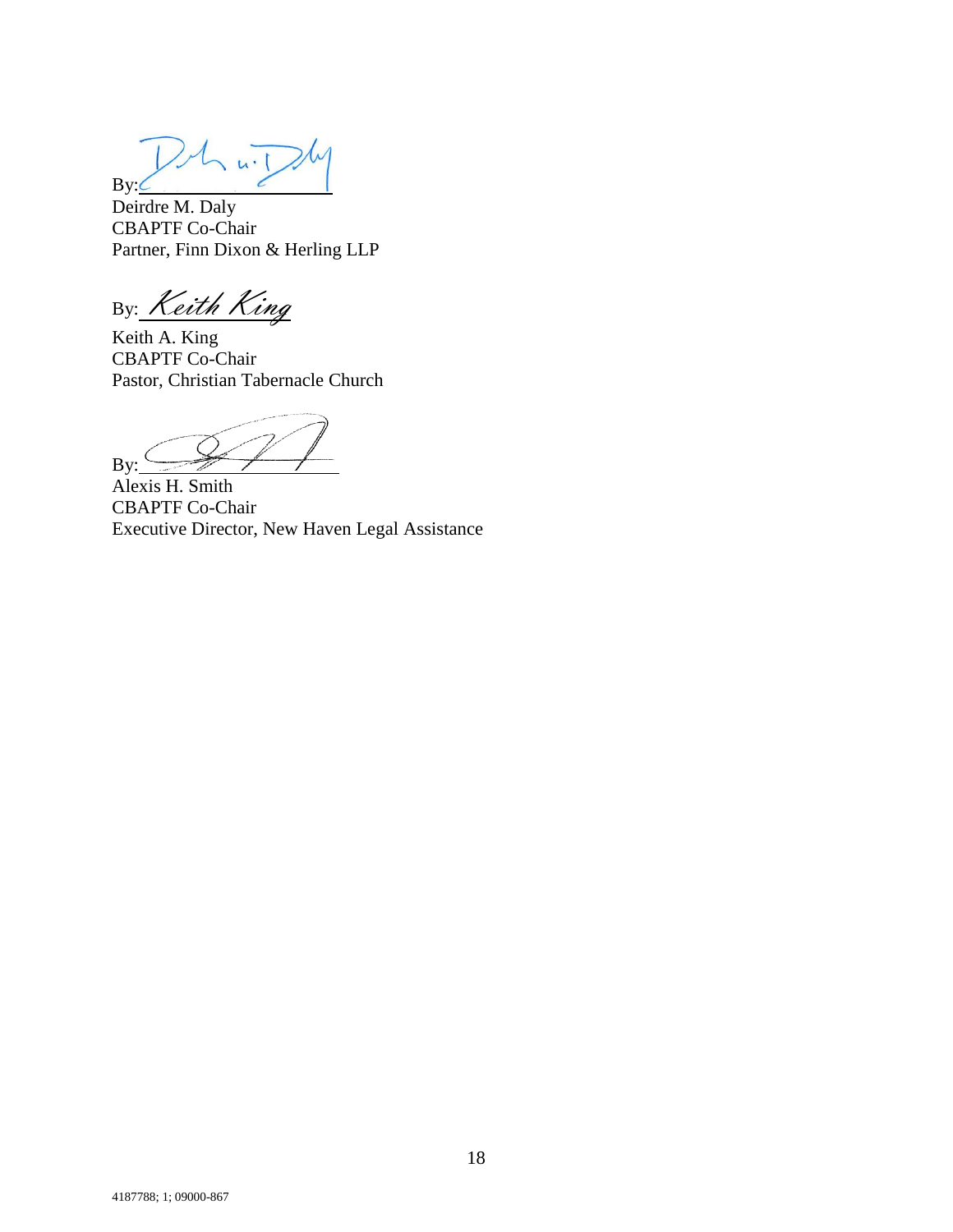By: ______________________

Deirdre M. Daly
CBAPTF Co-Chair
Partner, Finn Dixon & Herling LLP

By: *Keith King*

Keith A. King
CBAPTF Co-Chair
Pastor, Christian Tabernacle Church

By: ______________________

Alexis H. Smith
CBAPTF Co-Chair
Executive Director, New Haven Legal Assistance

4187788; 1; 09000-867